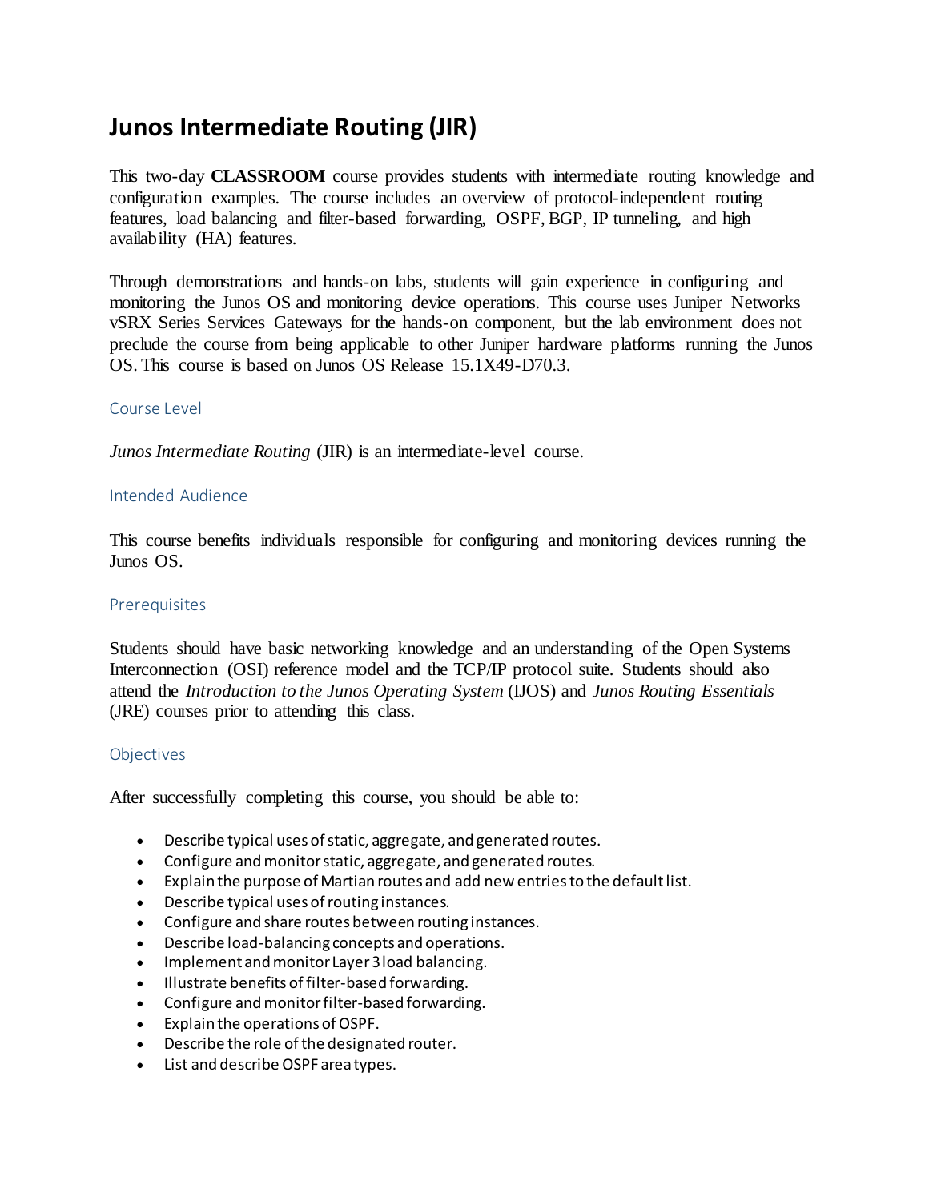# Junos Intermediate Routing (JIR)

This two-day **CLASSROOM** course provides students with intermediate routing knowledge and configuration examples. The course includes an overview of protocol-independent routing features, load balancing and filter-based forwarding, OSPF, BGP, IP tunneling, and high availability (HA) features.

Through demonstrations and hands-on labs, students will gain experience in configuring and monitoring the Junos OS and monitoring device operations. This course uses Juniper Networks vSRX Series Services Gateways for the hands-on component, but the lab environment does not preclude the course from being applicable to other Juniper hardware platforms running the Junos OS. This course is based on Junos OS Release 15.1X49-D70.3.

## Course Level

*Junos Intermediate Routing* (JIR) is an intermediate-level course.

## Intended Audience

This course benefits individuals responsible for configuring and monitoring devices running the Junos OS.

## Prerequisites

Students should have basic networking knowledge and an understanding of the Open Systems Interconnection (OSI) reference model and the TCP/IP protocol suite. Students should also attend the *Introduction to the Junos Operating System* (IJOS) and *Junos Routing Essentials* (JRE) courses prior to attending this class.

## Objectives

After successfully completing this course, you should be able to:

- Describe typical uses of static, aggregate, and generated routes.
- Configure and monitor static, aggregate, and generated routes.
- Explain the purpose of Martian routes and add new entries to the default list.
- Describe typical uses of routing instances.
- Configure and share routes between routing instances.
- Describe load-balancing concepts and operations.
- Implement and monitor Layer 3 load balancing.
- Illustrate benefits of filter-based forwarding.
- Configure and monitor filter-based forwarding.
- Explain the operations of OSPF.
- Describe the role of the designated router.
- List and describe OSPF area types.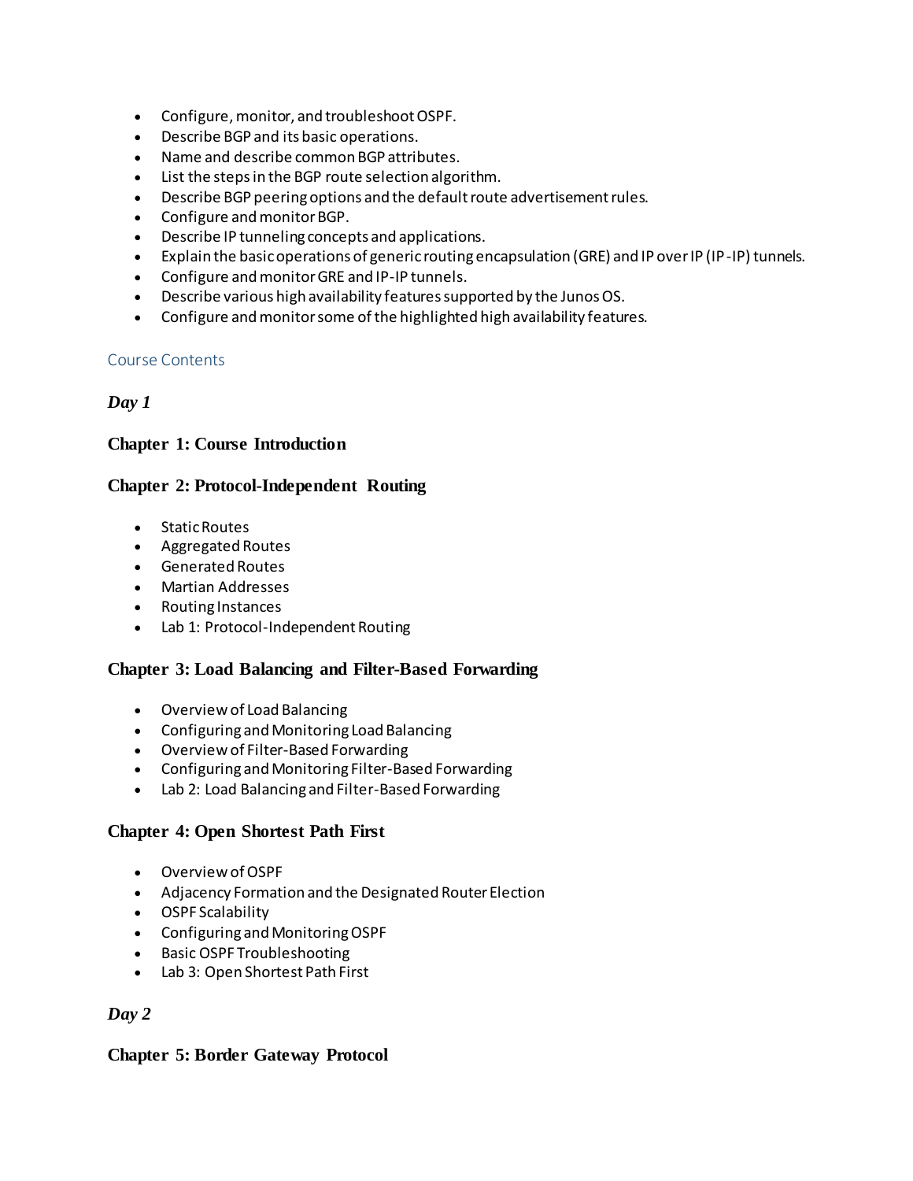- Configure, monitor, and troubleshoot OSPF.
- Describe BGP and its basic operations.
- Name and describe common BGP attributes.
- List the steps in the BGP route selection algorithm.
- Describe BGP peering options and the default route advertisement rules.
- Configure and monitor BGP.
- Describe IP tunneling concepts and applications.
- Explain the basic operations of generic routing encapsulation (GRE) and IP over IP (IP-IP) tunnels.
- Configure and monitor GRE and IP-IP tunnels.
- Describe various high availability features supported by the Junos OS.
- Configure and monitor some of the highlighted high availability features.

## Course Contents

***Day 1***

### Chapter 1: Course Introduction

### Chapter 2: Protocol-Independent Routing

- Static Routes
- Aggregated Routes
- Generated Routes
- Martian Addresses
- Routing Instances
- Lab 1: Protocol-Independent Routing

### Chapter 3: Load Balancing and Filter-Based Forwarding

- Overview of Load Balancing
- Configuring and Monitoring Load Balancing
- Overview of Filter-Based Forwarding
- Configuring and Monitoring Filter-Based Forwarding
- Lab 2: Load Balancing and Filter-Based Forwarding

### Chapter 4: Open Shortest Path First

- Overview of OSPF
- Adjacency Formation and the Designated Router Election
- OSPF Scalability
- Configuring and Monitoring OSPF
- Basic OSPF Troubleshooting
- Lab 3: Open Shortest Path First

***Day 2***

### Chapter 5: Border Gateway Protocol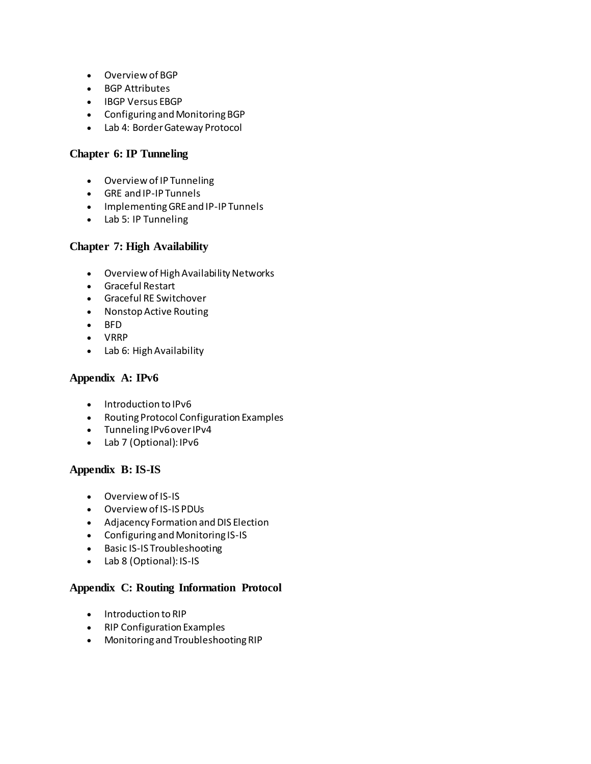- Overview of BGP
- BGP Attributes
- IBGP Versus EBGP
- Configuring and Monitoring BGP
- Lab 4: Border Gateway Protocol

### Chapter 6: IP Tunneling

- Overview of IP Tunneling
- GRE and IP-IP Tunnels
- Implementing GRE and IP-IP Tunnels
- Lab 5: IP Tunneling

### Chapter 7: High Availability

- Overview of High Availability Networks
- Graceful Restart
- Graceful RE Switchover
- Nonstop Active Routing
- BFD
- VRRP
- Lab 6: High Availability

### Appendix A: IPv6

- Introduction to IPv6
- Routing Protocol Configuration Examples
- Tunneling IPv6 over IPv4
- Lab 7 (Optional): IPv6

### Appendix B: IS-IS

- Overview of IS-IS
- Overview of IS-IS PDUs
- Adjacency Formation and DIS Election
- Configuring and Monitoring IS-IS
- Basic IS-IS Troubleshooting
- Lab 8 (Optional): IS-IS

### Appendix C: Routing Information Protocol

- Introduction to RIP
- RIP Configuration Examples
- Monitoring and Troubleshooting RIP